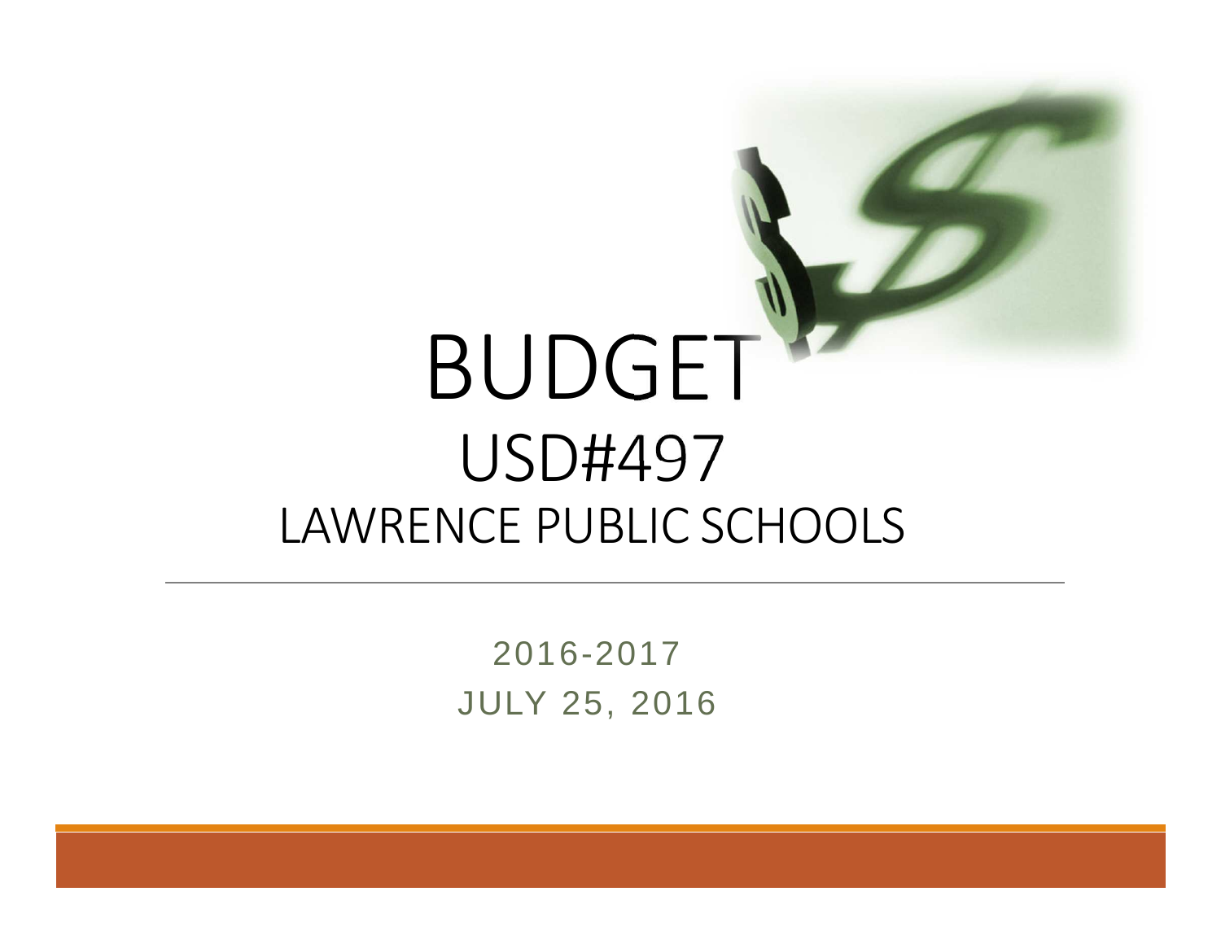# BUDGET

## USD#497

## LAWRENCE PUBLIC SCHOOLS

2016-2017

JULY 25, 2016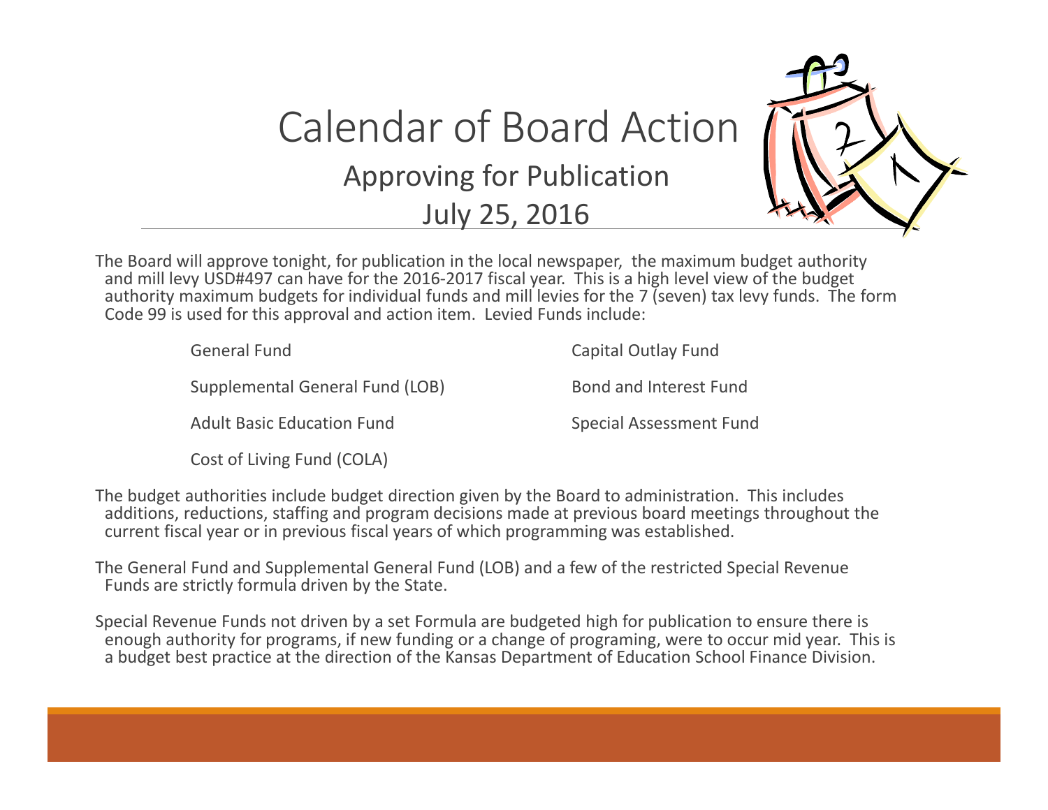# Calendar of Board Action

## Approving for Publication

## July 25, 2016

The Board will approve tonight, for publication in the local newspaper, the maximum budget authority and mill levy USD#497 can have for the 2016-2017 fiscal year. This is a high level view of the budget authority maximum budgets for individual funds and mill levies for the 7 (seven) tax levy funds. The form Code 99 is used for this approval and action item. Levied Funds include:

- General Fund
- Supplemental General Fund (LOB)
- Adult Basic Education Fund
- Cost of Living Fund (COLA)
- Capital Outlay Fund
- Bond and Interest Fund
- Special Assessment Fund

The budget authorities include budget direction given by the Board to administration. This includes additions, reductions, staffing and program decisions made at previous board meetings throughout the current fiscal year or in previous fiscal years of which programming was established.

The General Fund and Supplemental General Fund (LOB) and a few of the restricted Special Revenue Funds are strictly formula driven by the State.

Special Revenue Funds not driven by a set Formula are budgeted high for publication to ensure there is enough authority for programs, if new funding or a change of programing, were to occur mid year. This is a budget best practice at the direction of the Kansas Department of Education School Finance Division.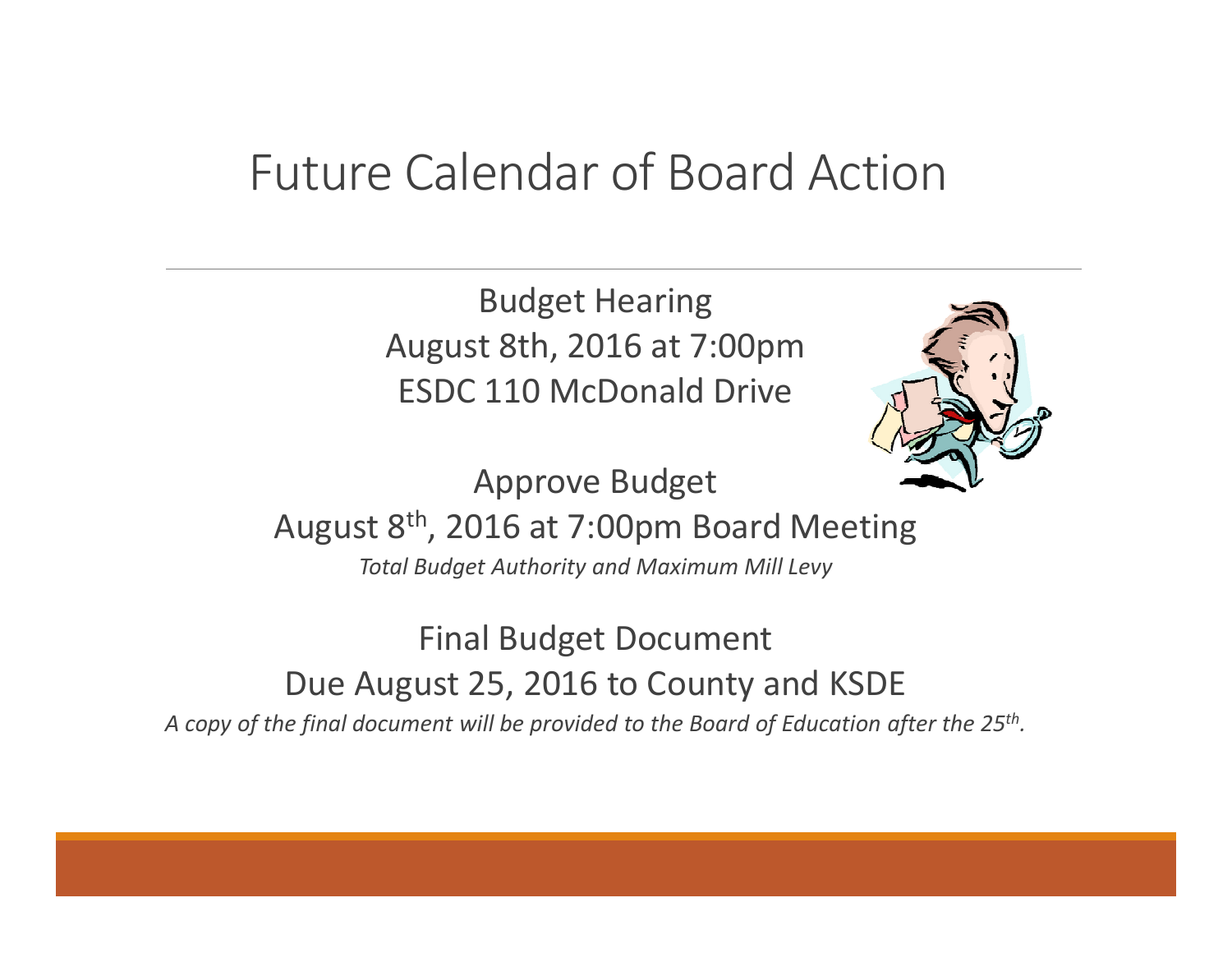# Future Calendar of Board Action

Budget Hearing
August 8th, 2016 at 7:00pm
ESDC 110 McDonald Drive

Approve Budget
August 8th, 2016 at 7:00pm Board Meeting
*Total Budget Authority and Maximum Mill Levy*

Final Budget Document
Due August 25, 2016 to County and KSDE
*A copy of the final document will be provided to the Board of Education after the 25th.*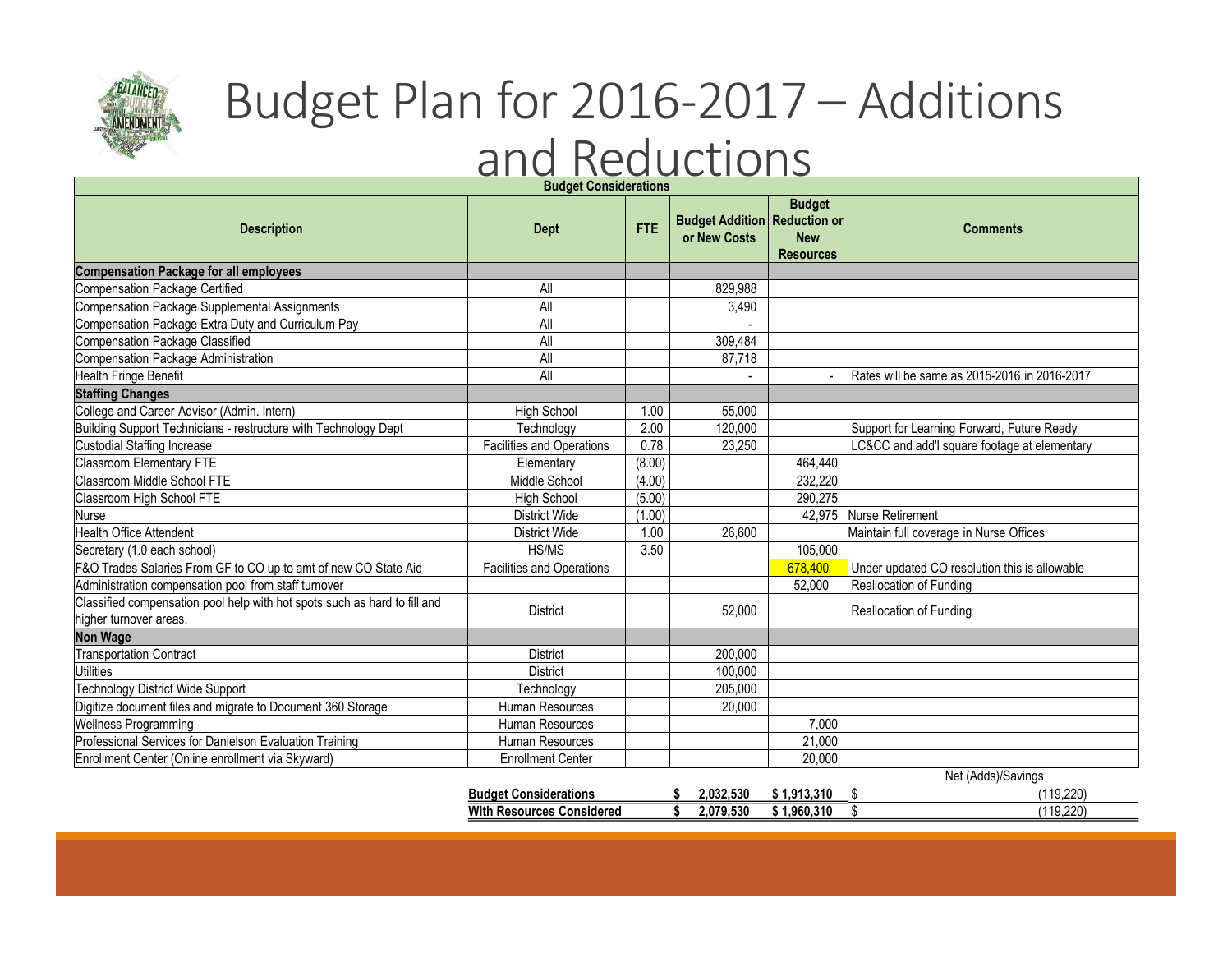# Budget Plan for 2016-2017 – Additions and Reductions

| Budget Considerations | | | | | |
|---|---|---|---|---|---|
| **Description** | **Dept** | **FTE** | **Budget Addition or New Costs** | **Budget Reduction or New Resources** | **Comments** |
| **Compensation Package for all employees** | | | | | |
| Compensation Package Certified | All | | 829,988 | | |
| Compensation Package Supplemental Assignments | All | | 3,490 | | |
| Compensation Package Extra Duty and Curriculum Pay | All | | - | | |
| Compensation Package Classified | All | | 309,484 | | |
| Compensation Package Administration | All | | 87,718 | | |
| Health Fringe Benefit | All | | - | - | Rates will be same as 2015-2016 in 2016-2017 |
| **Staffing Changes** | | | | | |
| College and Career Advisor (Admin. Intern) | High School | 1.00 | 55,000 | | |
| Building Support Technicians - restructure with Technology Dept | Technology | 2.00 | 120,000 | | Support for Learning Forward, Future Ready |
| Custodial Staffing Increase | Facilities and Operations | 0.78 | 23,250 | | LC&CC and add'l square footage at elementary |
| Classroom Elementary FTE | Elementary | (8.00) | | 464,440 | |
| Classroom Middle School FTE | Middle School | (4.00) | | 232,220 | |
| Classroom High School FTE | High School | (5.00) | | 290,275 | |
| Nurse | District Wide | (1.00) | | 42,975 | Nurse Retirement |
| Health Office Attendent | District Wide | 1.00 | 26,600 | | Maintain full coverage in Nurse Offices |
| Secretary (1.0 each school) | HS/MS | 3.50 | | 105,000 | |
| F&O Trades Salaries From GF to CO up to amt of new CO State Aid | Facilities and Operations | | | 678,400 | Under updated CO resolution this is allowable |
| Administration compensation pool from staff turnover | | | | 52,000 | Reallocation of Funding |
| Classified compensation pool help with hot spots such as hard to fill and higher turnover areas. | District | | 52,000 | | Reallocation of Funding |
| **Non Wage** | | | | | |
| Transportation Contract | District | | 200,000 | | |
| Utilities | District | | 100,000 | | |
| Technology District Wide Support | Technology | | 205,000 | | |
| Digitize document files and migrate to Document 360 Storage | Human Resources | | 20,000 | | |
| Wellness Programming | Human Resources | | | 7,000 | |
| Professional Services for Danielson Evaluation Training | Human Resources | | | 21,000 | |
| Enrollment Center (Online enrollment via Skyward) | Enrollment Center | | | 20,000 | |

| | | | Net (Adds)/Savings |
|---|---|---|---|
| **Budget Considerations** | **$ 2,032,530** | **$ 1,913,310** | $ (119,220) |
| **With Resources Considered** | **$ 2,079,530** | **$ 1,960,310** | $ (119,220) |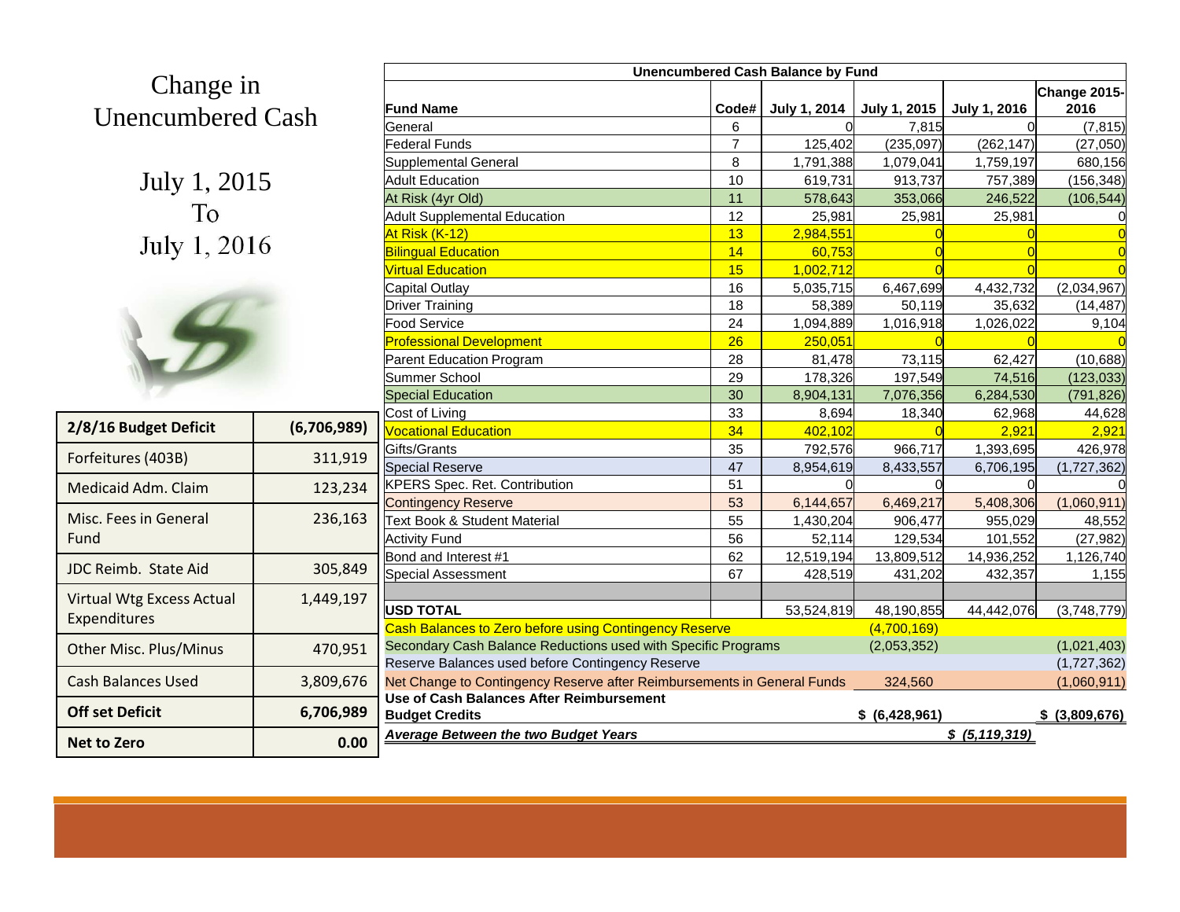# Change in Unencumbered Cash

## July 1, 2015 To July 1, 2016

| 2/8/16 Budget Deficit | (6,706,989) |
|---|---|
| Forfeitures (403B) | 311,919 |
| Medicaid Adm. Claim | 123,234 |
| Misc. Fees in General Fund | 236,163 |
| JDC Reimb. State Aid | 305,849 |
| Virtual Wtg Excess Actual Expenditures | 1,449,197 |
| Other Misc. Plus/Minus | 470,951 |
| Cash Balances Used | 3,809,676 |
| **Off set Deficit** | **6,706,989** |
| **Net to Zero** | **0.00** |

**Unencumbered Cash Balance by Fund**

| Fund Name | Code# | July 1, 2014 | July 1, 2015 | July 1, 2016 | Change 2015-2016 |
|---|---|---|---|---|---|
| General | 6 | 0 | 7,815 | 0 | (7,815) |
| Federal Funds | 7 | 125,402 | (235,097) | (262,147) | (27,050) |
| Supplemental General | 8 | 1,791,388 | 1,079,041 | 1,759,197 | 680,156 |
| Adult Education | 10 | 619,731 | 913,737 | 757,389 | (156,348) |
| At Risk (4yr Old) | 11 | 578,643 | 353,066 | 246,522 | (106,544) |
| Adult Supplemental Education | 12 | 25,981 | 25,981 | 25,981 | 0 |
| At Risk (K-12) | 13 | 2,984,551 | 0 | 0 | 0 |
| Bilingual Education | 14 | 60,753 | 0 | 0 | 0 |
| Virtual Education | 15 | 1,002,712 | 0 | 0 | 0 |
| Capital Outlay | 16 | 5,035,715 | 6,467,699 | 4,432,732 | (2,034,967) |
| Driver Training | 18 | 58,389 | 50,119 | 35,632 | (14,487) |
| Food Service | 24 | 1,094,889 | 1,016,918 | 1,026,022 | 9,104 |
| Professional Development | 26 | 250,051 | 0 | 0 | 0 |
| Parent Education Program | 28 | 81,478 | 73,115 | 62,427 | (10,688) |
| Summer School | 29 | 178,326 | 197,549 | 74,516 | (123,033) |
| Special Education | 30 | 8,904,131 | 7,076,356 | 6,284,530 | (791,826) |
| Cost of Living | 33 | 8,694 | 18,340 | 62,968 | 44,628 |
| Vocational Education | 34 | 402,102 | 0 | 2,921 | 2,921 |
| Gifts/Grants | 35 | 792,576 | 966,717 | 1,393,695 | 426,978 |
| Special Reserve | 47 | 8,954,619 | 8,433,557 | 6,706,195 | (1,727,362) |
| KPERS Spec. Ret. Contribution | 51 | 0 | 0 | 0 | 0 |
| Contingency Reserve | 53 | 6,144,657 | 6,469,217 | 5,408,306 | (1,060,911) |
| Text Book & Student Material | 55 | 1,430,204 | 906,477 | 955,029 | 48,552 |
| Activity Fund | 56 | 52,114 | 129,534 | 101,552 | (27,982) |
| Bond and Interest #1 | 62 | 12,519,194 | 13,809,512 | 14,936,252 | 1,126,740 |
| Special Assessment | 67 | 428,519 | 431,202 | 432,357 | 1,155 |
| | | | | | |
| **USD TOTAL** | | 53,524,819 | 48,190,855 | 44,442,076 | (3,748,779) |
| Cash Balances to Zero before using Contingency Reserve | | | (4,700,169) | | |
| Secondary Cash Balance Reductions used with Specific Programs | | | (2,053,352) | | (1,021,403) |
| Reserve Balances used before Contingency Reserve | | | | | (1,727,362) |
| Net Change to Contingency Reserve after Reimbursements in General Funds | | | 324,560 | | (1,060,911) |
| **Use of Cash Balances After Reimbursement Budget Credits** | | | **$ (6,428,961)** | | **$ (3,809,676)** |
| ***Average Between the two Budget Years*** | | | | ***$ (5,119,319)*** | |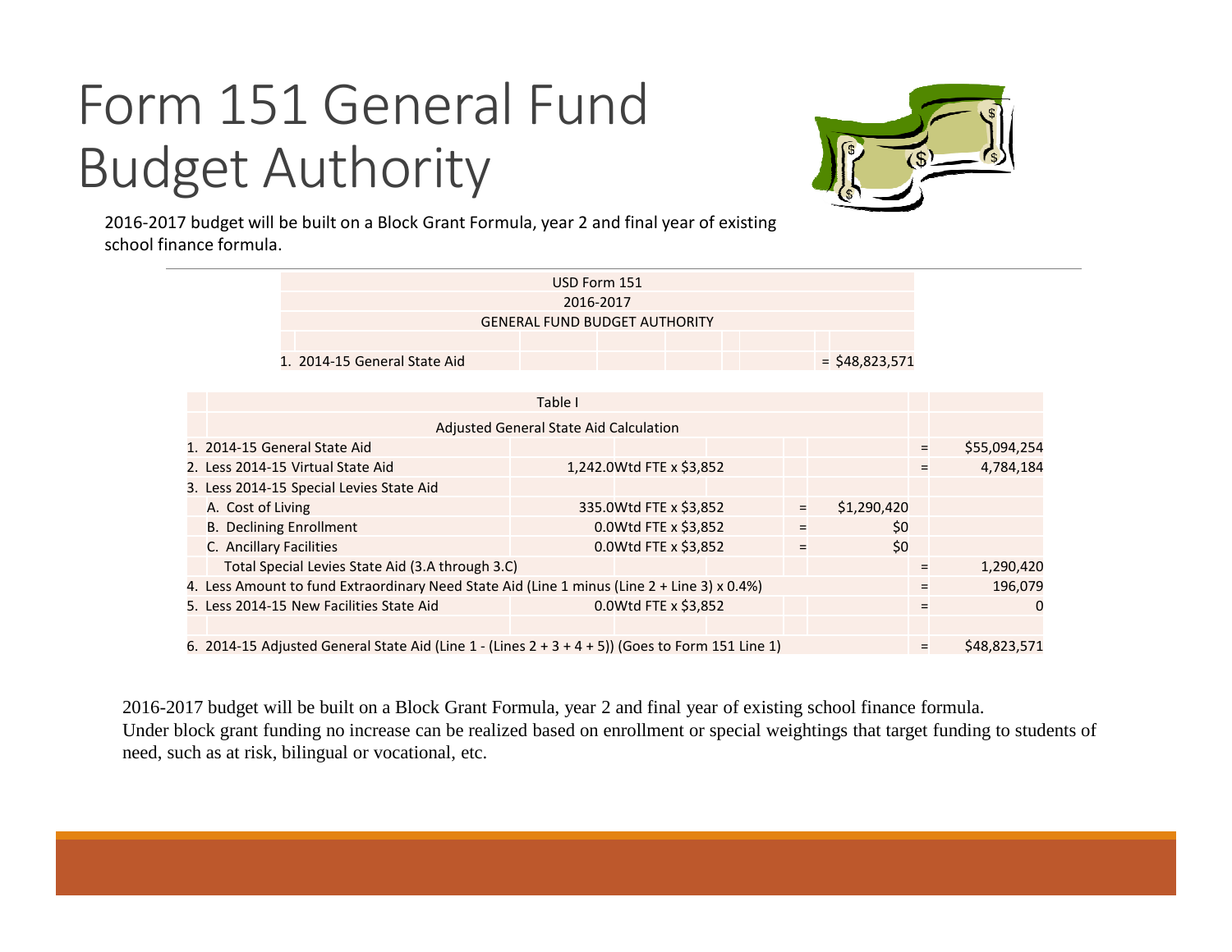# Form 151 General Fund Budget Authority

2016-2017 budget will be built on a Block Grant Formula, year 2 and final year of existing school finance formula.

| USD Form 151 | |
|---|---|
| 2016-2017 | |
| GENERAL FUND BUDGET AUTHORITY | |
| 1. 2014-15 General State Aid | = $48,823,571 |

| Table I | | | | | |
|---|---|---|---|---|---|
| Adjusted General State Aid Calculation | | | | | |
| 1. 2014-15 General State Aid | | | | = | $55,094,254 |
| 2. Less 2014-15 Virtual State Aid | 1,242.0Wtd FTE x $3,852 | | | = | 4,784,184 |
| 3. Less 2014-15 Special Levies State Aid | | | | | |
| A. Cost of Living | 335.0Wtd FTE x $3,852 | = | $1,290,420 | | |
| B. Declining Enrollment | 0.0Wtd FTE x $3,852 | = | $0 | | |
| C. Ancillary Facilities | 0.0Wtd FTE x $3,852 | = | $0 | | |
| Total Special Levies State Aid (3.A through 3.C) | | | | = | 1,290,420 |
| 4. Less Amount to fund Extraordinary Need State Aid (Line 1 minus (Line 2 + Line 3) x 0.4%) | | | | = | 196,079 |
| 5. Less 2014-15 New Facilities State Aid | 0.0Wtd FTE x $3,852 | | | = | 0 |
| 6. 2014-15 Adjusted General State Aid (Line 1 - (Lines 2 + 3 + 4 + 5)) (Goes to Form 151 Line 1) | | | | = | $48,823,571 |

2016-2017 budget will be built on a Block Grant Formula, year 2 and final year of existing school finance formula.
Under block grant funding no increase can be realized based on enrollment or special weightings that target funding to students of need, such as at risk, bilingual or vocational, etc.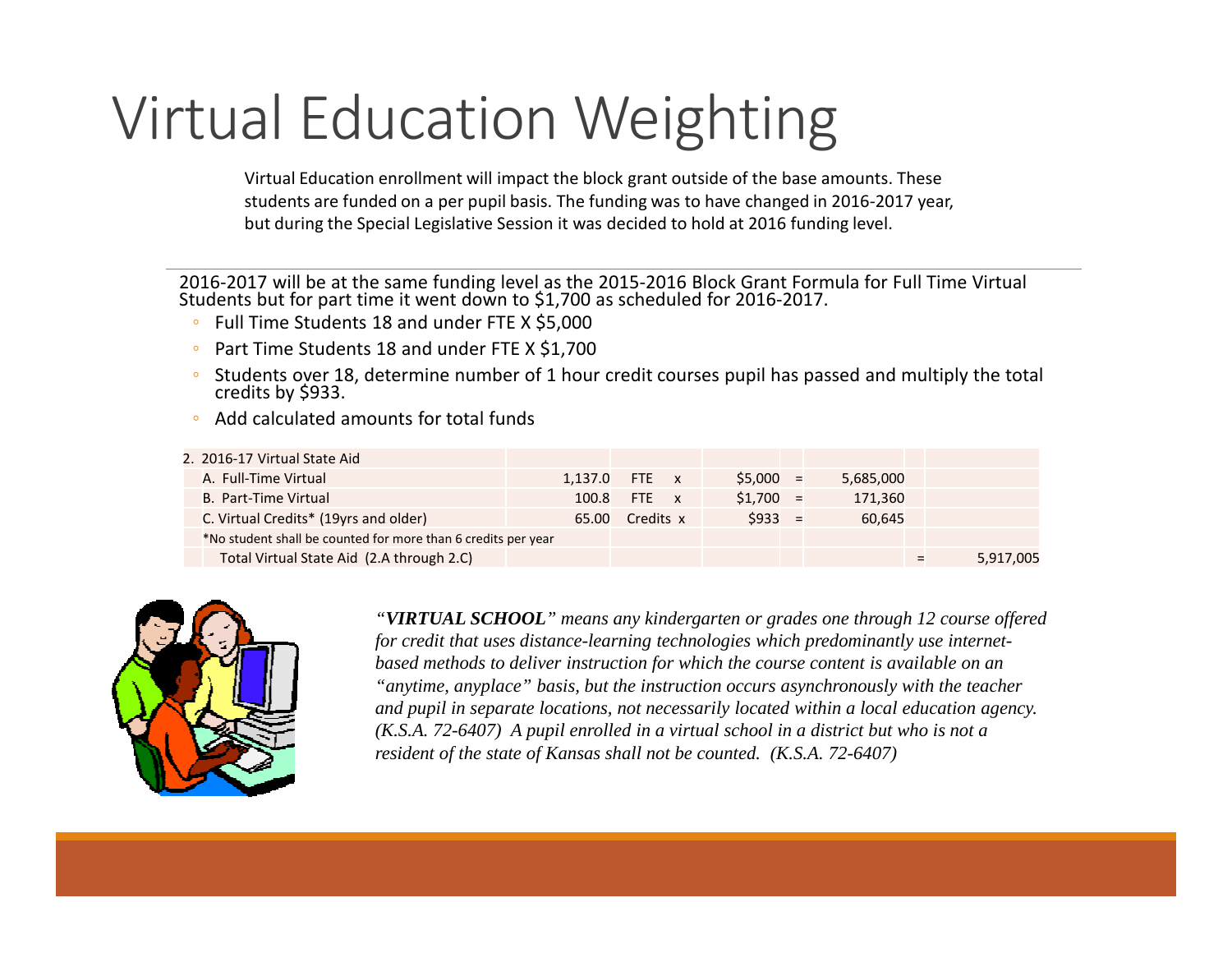# Virtual Education Weighting

Virtual Education enrollment will impact the block grant outside of the base amounts. These students are funded on a per pupil basis. The funding was to have changed in 2016-2017 year, but during the Special Legislative Session it was decided to hold at 2016 funding level.

2016-2017 will be at the same funding level as the 2015-2016 Block Grant Formula for Full Time Virtual Students but for part time it went down to $1,700 as scheduled for 2016-2017.

- Full Time Students 18 and under FTE X $5,000
- Part Time Students 18 and under FTE X $1,700
- Students over 18, determine number of 1 hour credit courses pupil has passed and multiply the total credits by $933.
- Add calculated amounts for total funds

| 2. 2016-17 Virtual State Aid | | | | | | | |
|---|---|---|---|---|---|---|---|
| A. Full-Time Virtual | 1,137.0 | FTE x | $5,000 | = | 5,685,000 | | |
| B. Part-Time Virtual | 100.8 | FTE x | $1,700 | = | 171,360 | | |
| C. Virtual Credits* (19yrs and older) | 65.00 | Credits x | $933 | = | 60,645 | | |
| *No student shall be counted for more than 6 credits per year | | | | | | | |
| Total Virtual State Aid (2.A through 2.C) | | | | | | = | 5,917,005 |

*"**VIRTUAL SCHOOL**" means any kindergarten or grades one through 12 course offered for credit that uses distance-learning technologies which predominantly use internet-based methods to deliver instruction for which the course content is available on an "anytime, anyplace" basis, but the instruction occurs asynchronously with the teacher and pupil in separate locations, not necessarily located within a local education agency. (K.S.A. 72-6407) A pupil enrolled in a virtual school in a district but who is not a resident of the state of Kansas shall not be counted. (K.S.A. 72-6407)*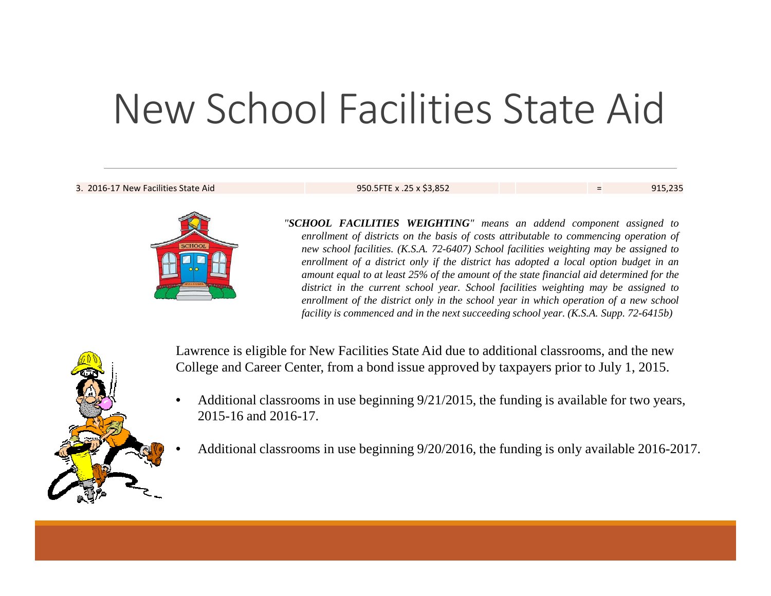# New School Facilities State Aid

| 3. 2016-17 New Facilities State Aid | 950.5FTE x .25 x $3,852 | | | = | 915,235 |
|---|---|---|---|---|---|

*"**SCHOOL FACILITIES WEIGHTING**" means an addend component assigned to enrollment of districts on the basis of costs attributable to commencing operation of new school facilities. (K.S.A. 72-6407) School facilities weighting may be assigned to enrollment of a district only if the district has adopted a local option budget in an amount equal to at least 25% of the amount of the state financial aid determined for the district in the current school year. School facilities weighting may be assigned to enrollment of the district only in the school year in which operation of a new school facility is commenced and in the next succeeding school year. (K.S.A. Supp. 72-6415b)*

Lawrence is eligible for New Facilities State Aid due to additional classrooms, and the new College and Career Center, from a bond issue approved by taxpayers prior to July 1, 2015.

- Additional classrooms in use beginning 9/21/2015, the funding is available for two years, 2015-16 and 2016-17.
- Additional classrooms in use beginning 9/20/2016, the funding is only available 2016-2017.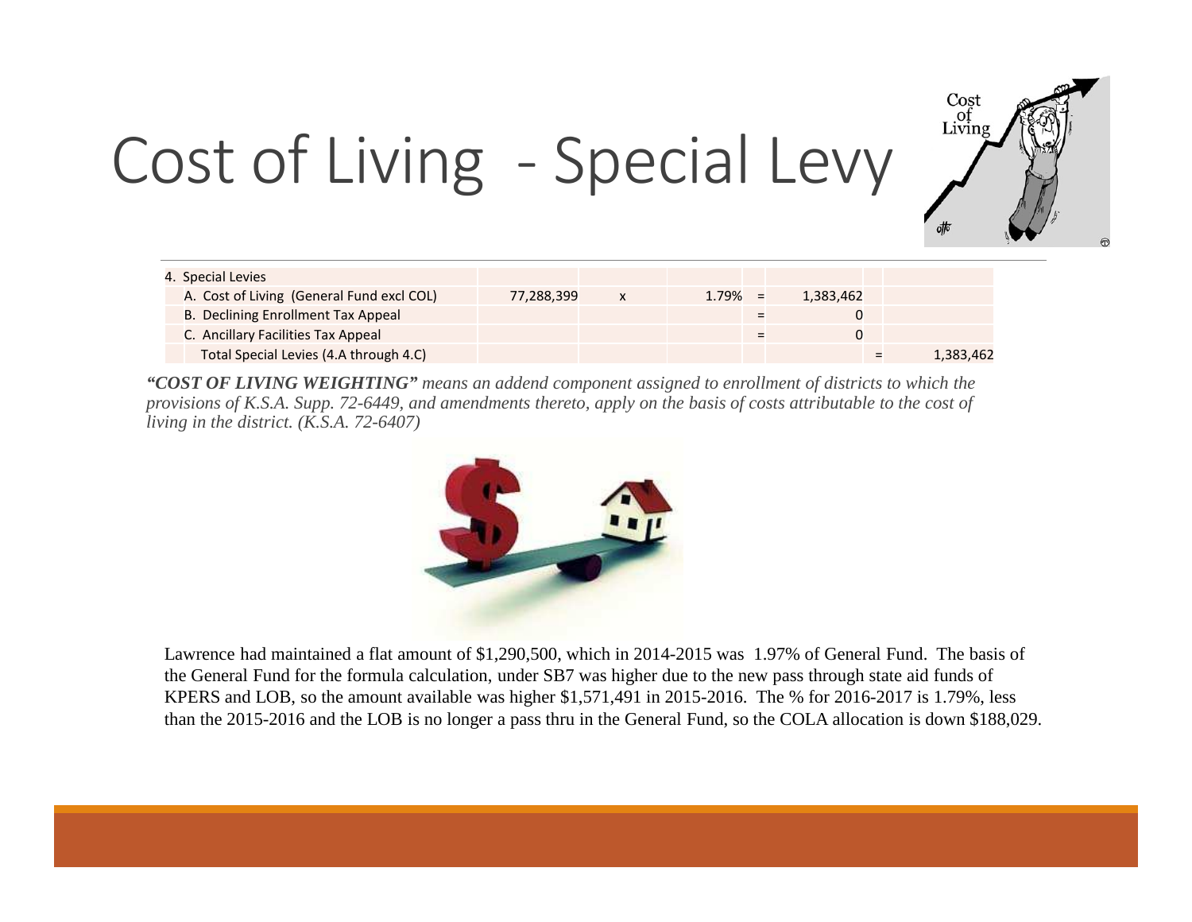# Cost of Living - Special Levy

| 4. Special Levies | | | | | | | |
|---|---|---|---|---|---|---|---|
| A. Cost of Living (General Fund excl COL) | 77,288,399 | x | 1.79% | = | 1,383,462 | | |
| B. Declining Enrollment Tax Appeal | | | | = | 0 | | |
| C. Ancillary Facilities Tax Appeal | | | | = | 0 | | |
| Total Special Levies (4.A through 4.C) | | | | | | = | 1,383,462 |

***"COST OF LIVING WEIGHTING"*** *means an addend component assigned to enrollment of districts to which the provisions of K.S.A. Supp. 72-6449, and amendments thereto, apply on the basis of costs attributable to the cost of living in the district. (K.S.A. 72-6407)*

Lawrence had maintained a flat amount of $1,290,500, which in 2014-2015 was 1.97% of General Fund. The basis of the General Fund for the formula calculation, under SB7 was higher due to the new pass through state aid funds of KPERS and LOB, so the amount available was higher $1,571,491 in 2015-2016. The % for 2016-2017 is 1.79%, less than the 2015-2016 and the LOB is no longer a pass thru in the General Fund, so the COLA allocation is down $188,029.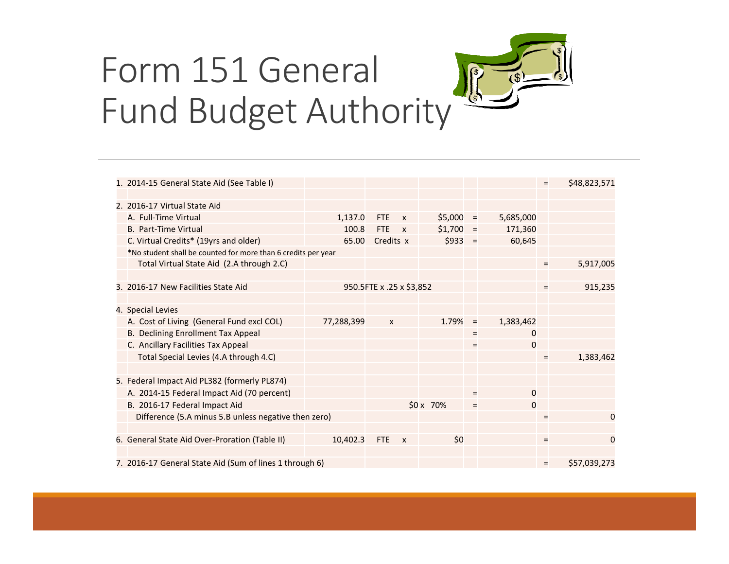# Form 151 General Fund Budget Authority

| | | | | | | | |
|---|---|---|---|---|---|---|---|
| 1. 2014-15 General State Aid (See Table I) | | | | | | = | $48,823,571 |
| | | | | | | | |
| 2. 2016-17 Virtual State Aid | | | | | | | |
| A. Full-Time Virtual | 1,137.0 | FTE x | $5,000 | = | 5,685,000 | | |
| B. Part-Time Virtual | 100.8 | FTE x | $1,700 | = | 171,360 | | |
| C. Virtual Credits* (19yrs and older) | 65.00 | Credits x | $933 | = | 60,645 | | |
| *No student shall be counted for more than 6 credits per year | | | | | | | |
| Total Virtual State Aid (2.A through 2.C) | | | | | | = | 5,917,005 |
| | | | | | | | |
| 3. 2016-17 New Facilities State Aid | 950.5FTE x .25 x $3,852 | | | | | = | 915,235 |
| | | | | | | | |
| 4. Special Levies | | | | | | | |
| A. Cost of Living (General Fund excl COL) | 77,288,399 | x | 1.79% | = | 1,383,462 | | |
| B. Declining Enrollment Tax Appeal | | | | = | 0 | | |
| C. Ancillary Facilities Tax Appeal | | | | = | 0 | | |
| Total Special Levies (4.A through 4.C) | | | | | | = | 1,383,462 |
| | | | | | | | |
| 5. Federal Impact Aid PL382 (formerly PL874) | | | | | | | |
| A. 2014-15 Federal Impact Aid (70 percent) | | | | = | 0 | | |
| B. 2016-17 Federal Impact Aid | | | $0 x 70% | = | 0 | | |
| Difference (5.A minus 5.B unless negative then zero) | | | | | | = | 0 |
| | | | | | | | |
| 6. General State Aid Over-Proration (Table II) | 10,402.3 | FTE x | $0 | | | = | 0 |
| | | | | | | | |
| 7. 2016-17 General State Aid (Sum of lines 1 through 6) | | | | | | = | $57,039,273 |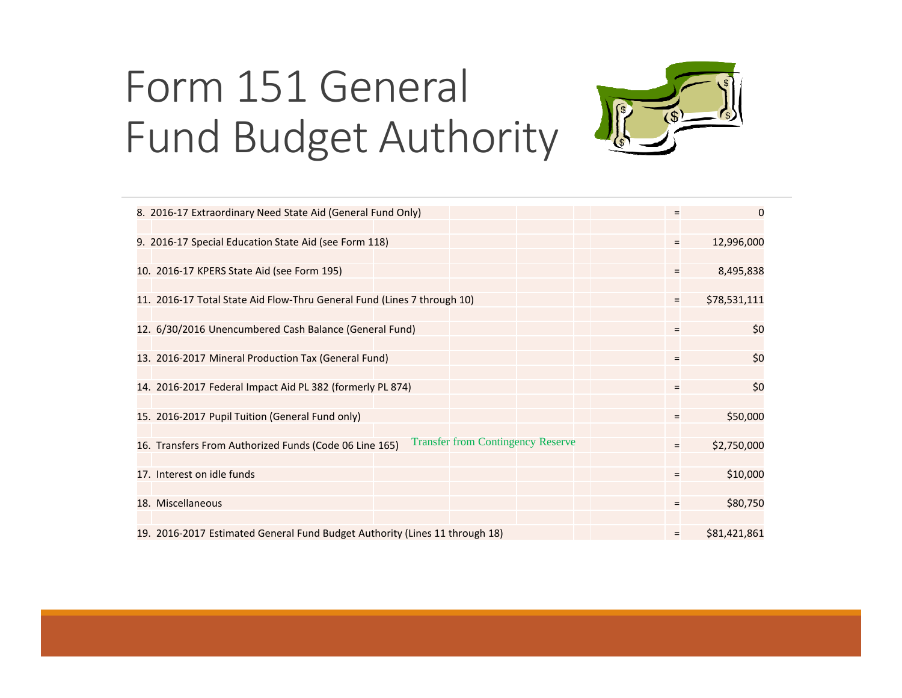# Form 151 General Fund Budget Authority

| Line | | | Amount |
|---|---|---|---|
| 8. 2016-17 Extraordinary Need State Aid (General Fund Only) | | = | 0 |
| 9. 2016-17 Special Education State Aid (see Form 118) | | = | 12,996,000 |
| 10. 2016-17 KPERS State Aid (see Form 195) | | = | 8,495,838 |
| 11. 2016-17 Total State Aid Flow-Thru General Fund (Lines 7 through 10) | | = | $78,531,111 |
| 12. 6/30/2016 Unencumbered Cash Balance (General Fund) | | = | $0 |
| 13. 2016-2017 Mineral Production Tax (General Fund) | | = | $0 |
| 14. 2016-2017 Federal Impact Aid PL 382 (formerly PL 874) | | = | $0 |
| 15. 2016-2017 Pupil Tuition (General Fund only) | | = | $50,000 |
| 16. Transfers From Authorized Funds (Code 06 Line 165) | Transfer from Contingency Reserve | = | $2,750,000 |
| 17. Interest on idle funds | | = | $10,000 |
| 18. Miscellaneous | | = | $80,750 |
| 19. 2016-2017 Estimated General Fund Budget Authority (Lines 11 through 18) | | = | $81,421,861 |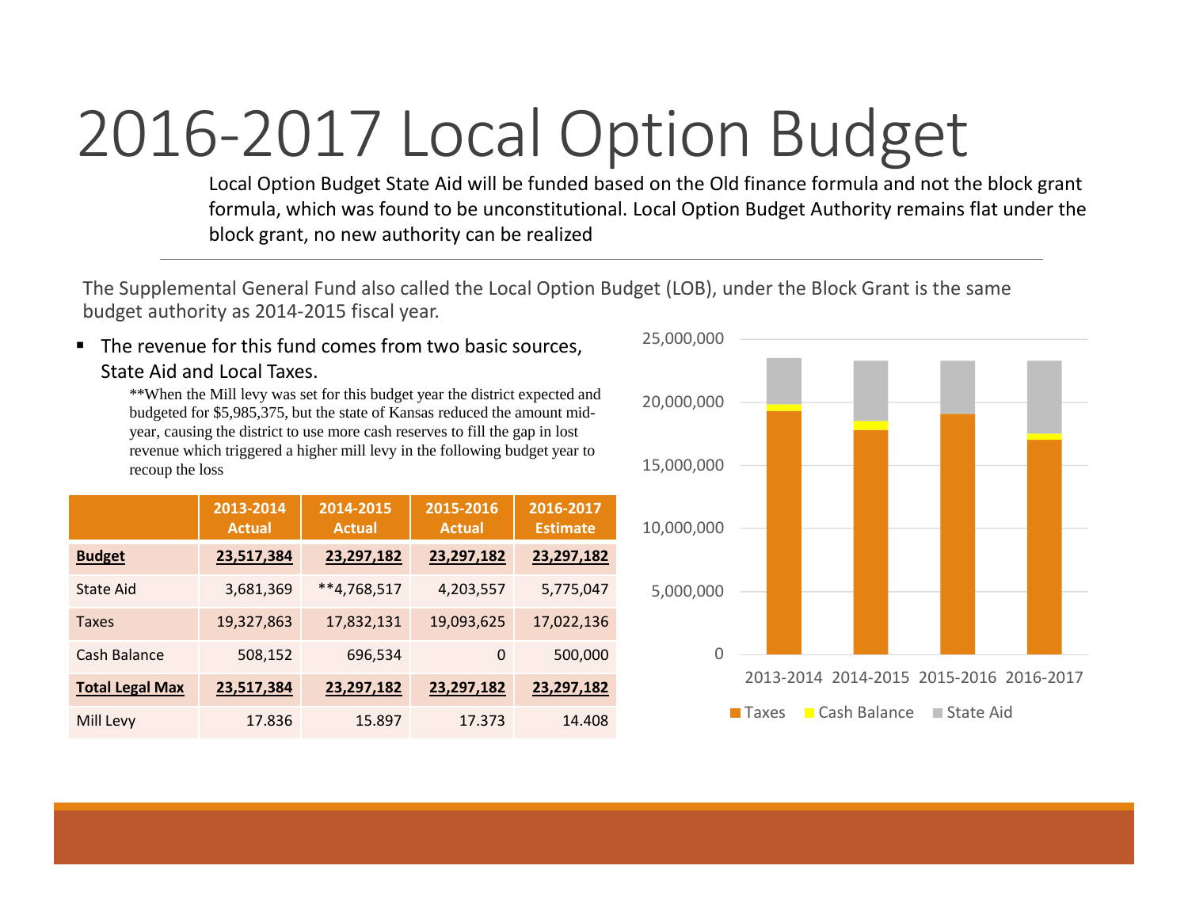# 2016-2017 Local Option Budget

Local Option Budget State Aid will be funded based on the Old finance formula and not the block grant formula, which was found to be unconstitutional. Local Option Budget Authority remains flat under the block grant, no new authority can be realized

---

The Supplemental General Fund also called the Local Option Budget (LOB), under the Block Grant is the same budget authority as 2014-2015 fiscal year.

- The revenue for this fund comes from two basic sources, State Aid and Local Taxes.

  **When the Mill levy was set for this budget year the district expected and budgeted for $5,985,375, but the state of Kansas reduced the amount mid-year, causing the district to use more cash reserves to fill the gap in lost revenue which triggered a higher mill levy in the following budget year to recoup the loss

| | 2013-2014 Actual | 2014-2015 Actual | 2015-2016 Actual | 2016-2017 Estimate |
|---|---|---|---|---|
| **Budget** | **23,517,384** | **23,297,182** | **23,297,182** | **23,297,182** |
| State Aid | 3,681,369 | **4,768,517 | 4,203,557 | 5,775,047 |
| Taxes | 19,327,863 | 17,832,131 | 19,093,625 | 17,022,136 |
| Cash Balance | 508,152 | 696,534 | 0 | 500,000 |
| **Total Legal Max** | **23,517,384** | **23,297,182** | **23,297,182** | **23,297,182** |
| Mill Levy | 17.836 | 15.897 | 17.373 | 14.408 |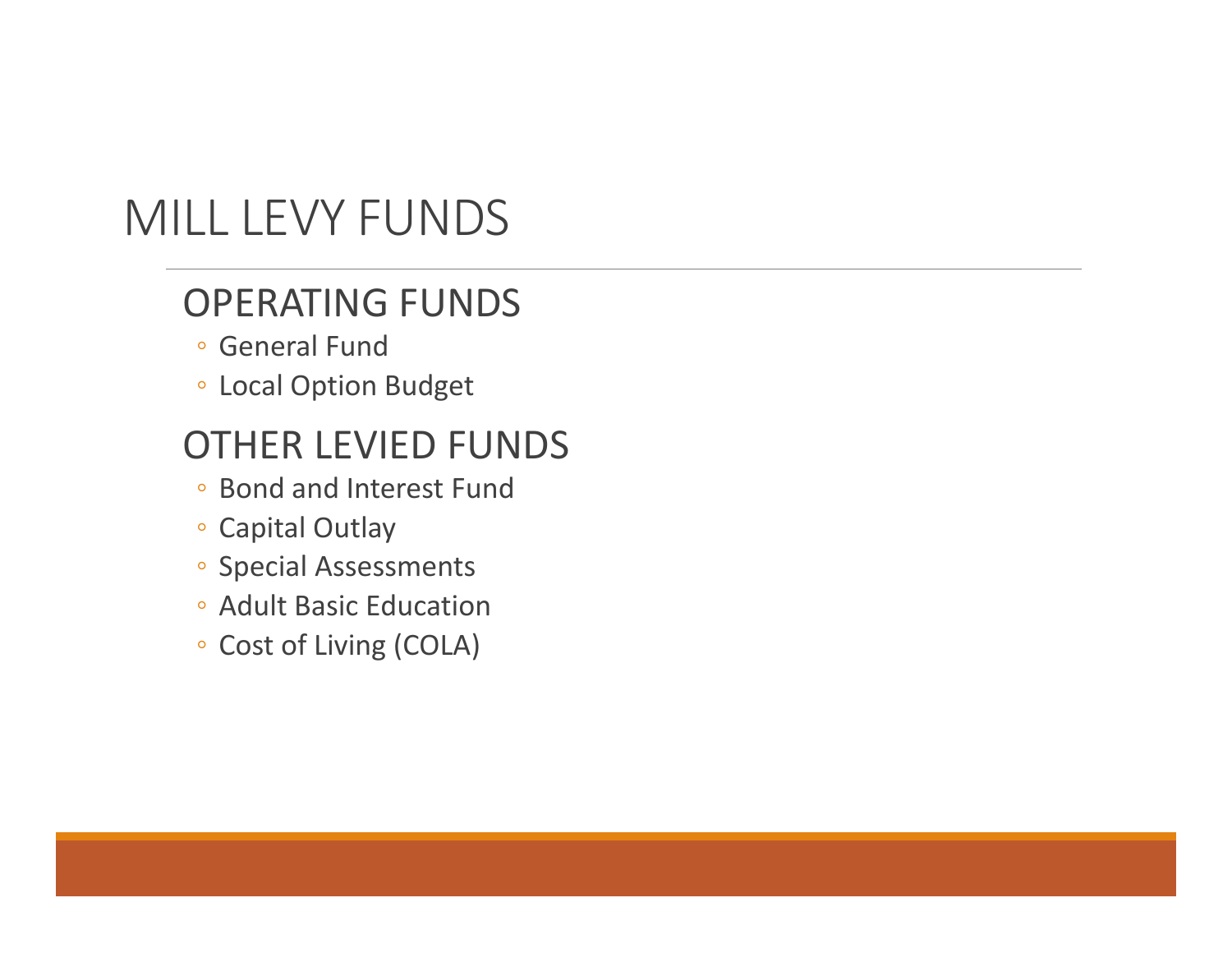# MILL LEVY FUNDS

## OPERATING FUNDS

- General Fund
- Local Option Budget

## OTHER LEVIED FUNDS

- Bond and Interest Fund
- Capital Outlay
- Special Assessments
- Adult Basic Education
- Cost of Living (COLA)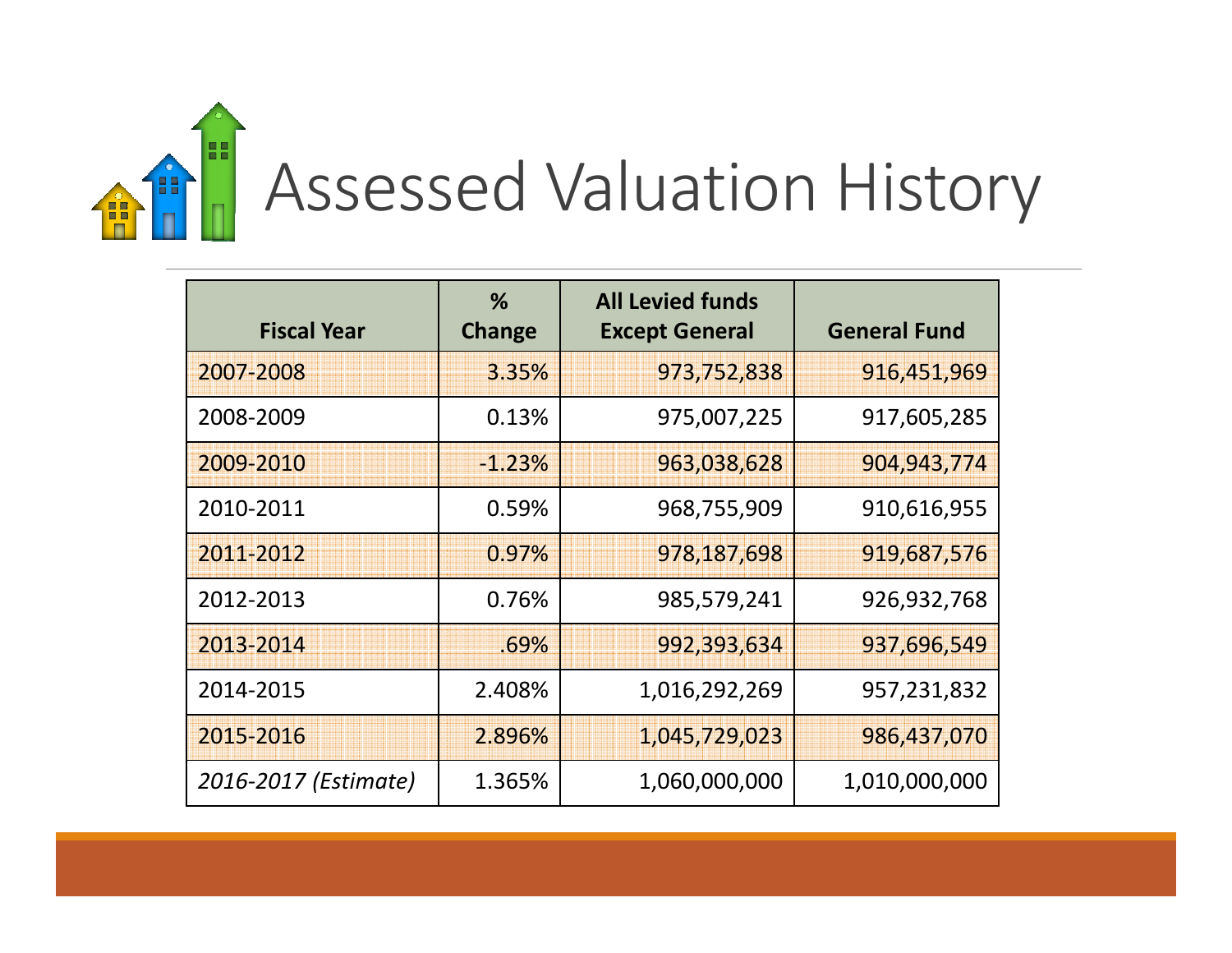# Assessed Valuation History

| Fiscal Year | % Change | All Levied funds Except General | General Fund |
|---|---:|---:|---:|
| 2007-2008 | 3.35% | 973,752,838 | 916,451,969 |
| 2008-2009 | 0.13% | 975,007,225 | 917,605,285 |
| 2009-2010 | -1.23% | 963,038,628 | 904,943,774 |
| 2010-2011 | 0.59% | 968,755,909 | 910,616,955 |
| 2011-2012 | 0.97% | 978,187,698 | 919,687,576 |
| 2012-2013 | 0.76% | 985,579,241 | 926,932,768 |
| 2013-2014 | .69% | 992,393,634 | 937,696,549 |
| 2014-2015 | 2.408% | 1,016,292,269 | 957,231,832 |
| 2015-2016 | 2.896% | 1,045,729,023 | 986,437,070 |
| *2016-2017 (Estimate)* | 1.365% | 1,060,000,000 | 1,010,000,000 |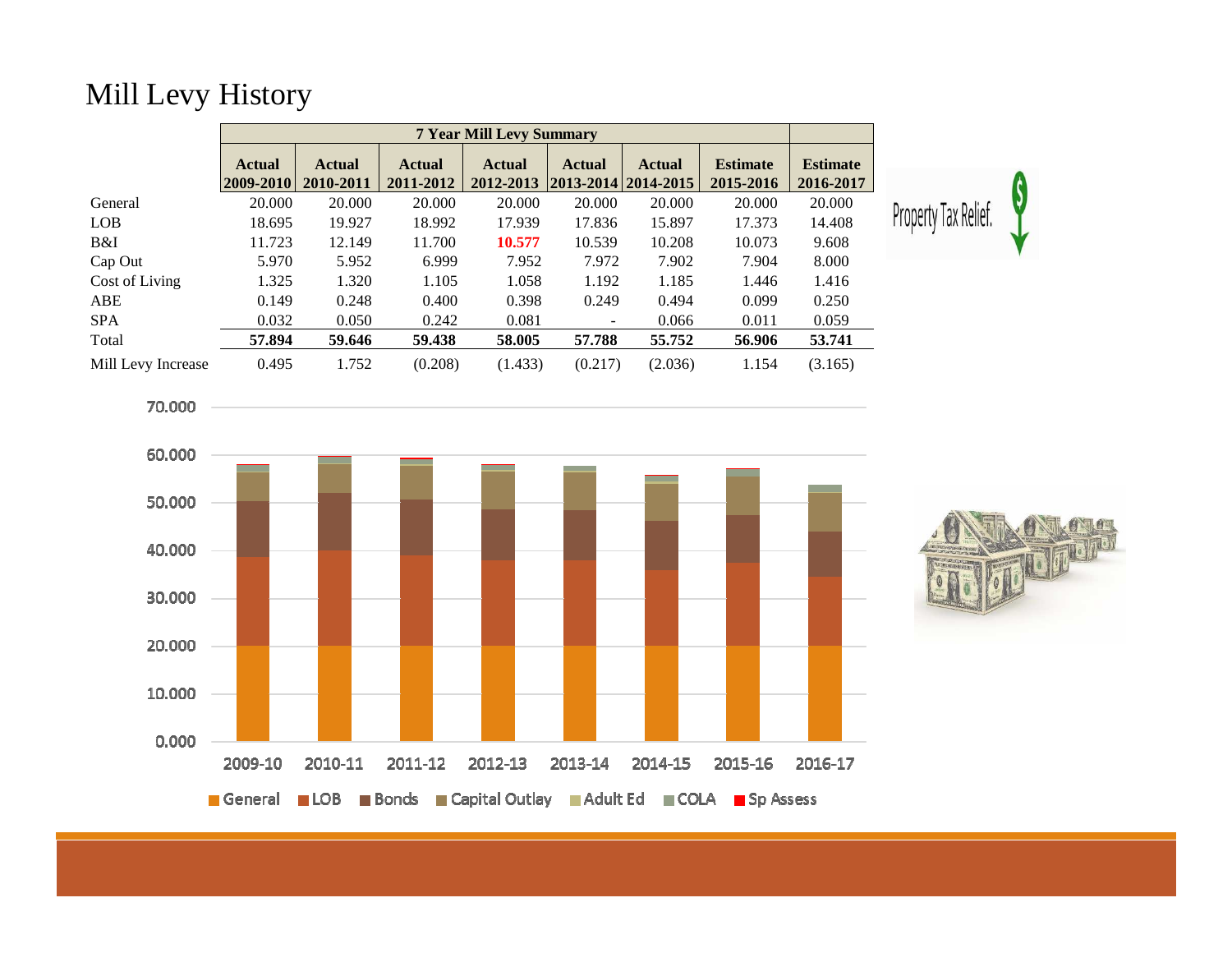# Mill Levy History

| 7 Year Mill Levy Summary | | | | | | | | |
|---|---|---|---|---|---|---|---|---|
| | **Actual 2009-2010** | **Actual 2010-2011** | **Actual 2011-2012** | **Actual 2012-2013** | **Actual 2013-2014** | **Actual 2014-2015** | **Estimate 2015-2016** | **Estimate 2016-2017** |
| General | 20.000 | 20.000 | 20.000 | 20.000 | 20.000 | 20.000 | 20.000 | 20.000 |
| LOB | 18.695 | 19.927 | 18.992 | 17.939 | 17.836 | 15.897 | 17.373 | 14.408 |
| B&I | 11.723 | 12.149 | 11.700 | 10.577 | 10.539 | 10.208 | 10.073 | 9.608 |
| Cap Out | 5.970 | 5.952 | 6.999 | 7.952 | 7.972 | 7.902 | 7.904 | 8.000 |
| Cost of Living | 1.325 | 1.320 | 1.105 | 1.058 | 1.192 | 1.185 | 1.446 | 1.416 |
| ABE | 0.149 | 0.248 | 0.400 | 0.398 | 0.249 | 0.494 | 0.099 | 0.250 |
| SPA | 0.032 | 0.050 | 0.242 | 0.081 | - | 0.066 | 0.011 | 0.059 |
| Total | **57.894** | **59.646** | **59.438** | **58.005** | **57.788** | **55.752** | **56.906** | **53.741** |
| Mill Levy Increase | 0.495 | 1.752 | (0.208) | (1.433) | (0.217) | (2.036) | 1.154 | (3.165) |

Property Tax Relief.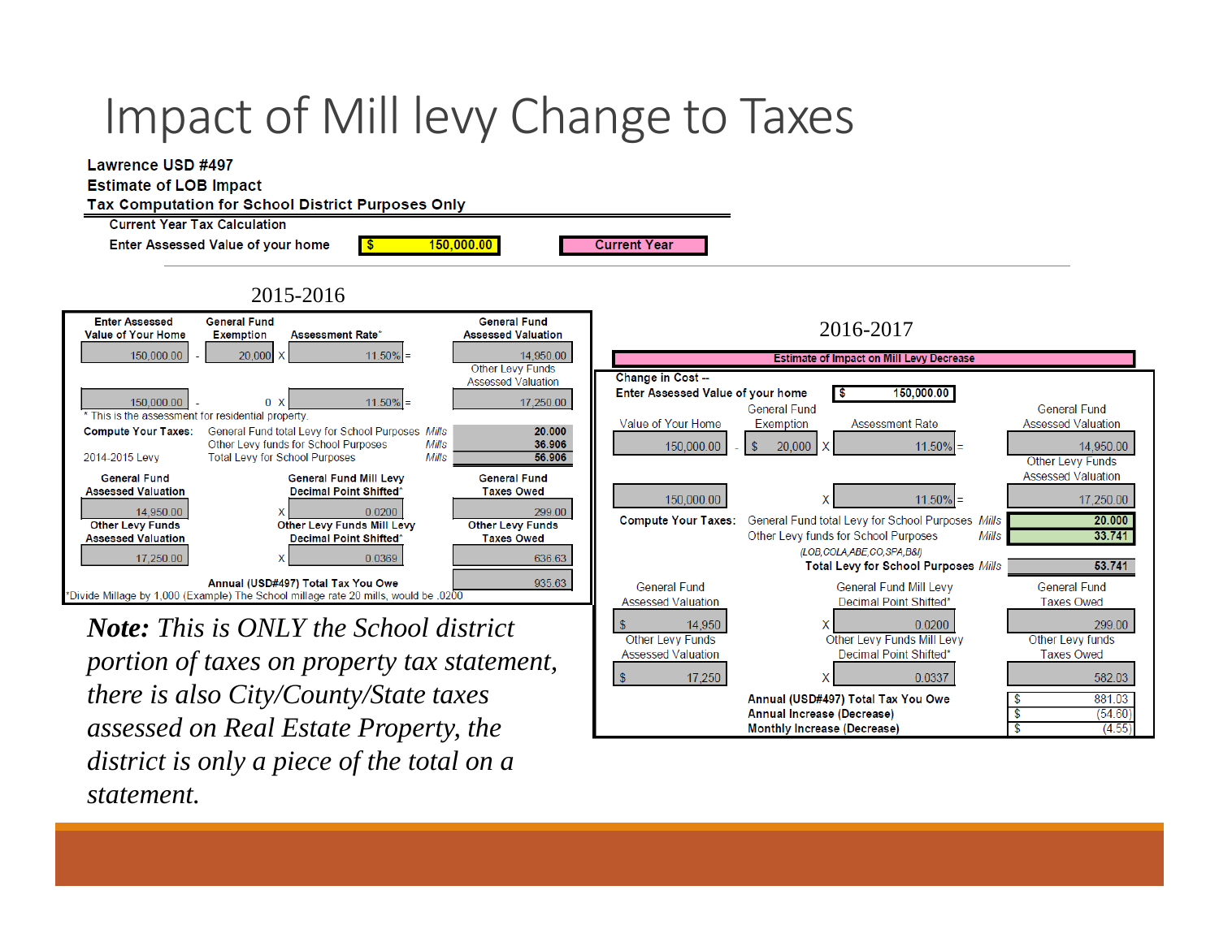# Impact of Mill levy Change to Taxes

**Lawrence USD #497**
**Estimate of LOB Impact**
**Tax Computation for School District Purposes Only**

**Current Year Tax Calculation**

**Enter Assessed Value of your home** $ 150,000.00 **Current Year**

## 2015-2016

| Enter Assessed Value of Your Home | | General Fund Exemption | | Assessment Rate* | | General Fund Assessed Valuation |
|---|---|---|---|---|---|---|
| 150,000.00 | - | 20,000 | X | 11.50% | = | 14,950.00 |
| | | | | | | Other Levy Funds Assessed Valuation |
| 150,000.00 | - | 0 | X | 11.50% | = | 17,250.00 |

\* This is the assessment for residential property.

| Compute Your Taxes: | | | |
|---|---|---|---|
| | General Fund total Levy for School Purposes | *Mills* | 20.000 |
| | Other Levy funds for School Purposes | *Mills* | 36.906 |
| 2014-2015 Levy | Total Levy for School Purposes | *Mills* | 56.906 |

| General Fund Assessed Valuation | | General Fund Mill Levy Decimal Point Shifted* | General Fund Taxes Owed |
|---|---|---|---|
| 14,950.00 | X | 0.0200 | 299.00 |
| **Other Levy Funds Assessed Valuation** | | **Other Levy Funds Mill Levy Decimal Point Shifted*** | **Other Levy Funds Taxes Owed** |
| 17,250.00 | X | 0.0369 | 636.63 |
| | | **Annual (USD#497) Total Tax You Owe** | 935.63 |

*Divide Millage by 1,000 (Example) The School millage rate 20 mills, would be .0200

***Note:** This is ONLY the School district portion of taxes on property tax statement, there is also City/County/State taxes assessed on Real Estate Property, the district is only a piece of the total on a statement.*

## 2016-2017

**Estimate of Impact on Mill Levy Decrease**

**Change in Cost --**
**Enter Assessed Value of your home** $ 150,000.00

| Value of Your Home | | General Fund Exemption | | Assessment Rate | | General Fund Assessed Valuation |
|---|---|---|---|---|---|---|
| 150,000.00 | - | $ 20,000 | X | 11.50% | = | 14,950.00 |
| | | | | | | Other Levy Funds Assessed Valuation |
| 150,000.00 | | | X | 11.50% | = | 17,250.00 |

| Compute Your Taxes: | | | |
|---|---|---|---|
| | General Fund total Levy for School Purposes | *Mills* | 20.000 |
| | Other Levy funds for School Purposes (*LOB,COLA,ABE,CO,SPA,B&I*) | *Mills* | 33.741 |
| | **Total Levy for School Purposes** | *Mills* | 53.741 |

| General Fund Assessed Valuation | | General Fund Mill Levy Decimal Point Shifted* | General Fund Taxes Owed |
|---|---|---|---|
| $ 14,950 | X | 0.0200 | 299.00 |
| Other Levy Funds Assessed Valuation | | Other Levy Funds Mill Levy Decimal Point Shifted* | Other Levy funds Taxes Owed |
| $ 17,250 | X | 0.0337 | 582.03 |
| | | **Annual (USD#497) Total Tax You Owe** | $ 881.03 |
| | | **Annual Increase (Decrease)** | $ (54.60) |
| | | **Monthly Increase (Decrease)** | $ (4.55) |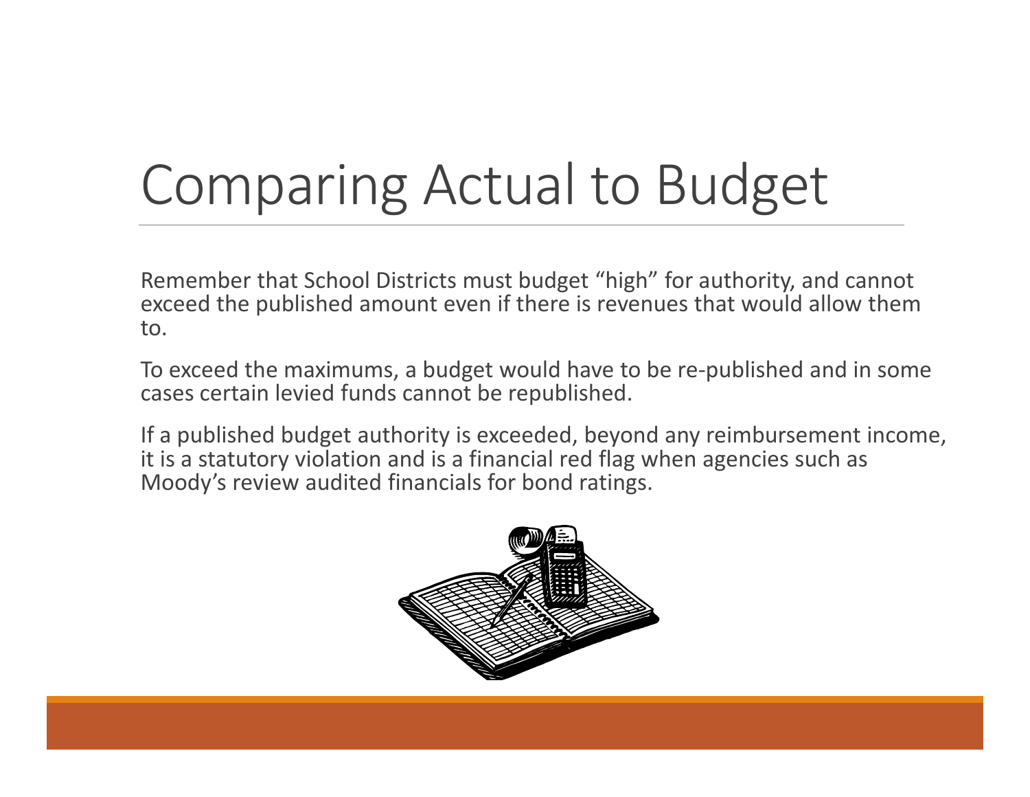# Comparing Actual to Budget

Remember that School Districts must budget “high” for authority, and cannot exceed the published amount even if there is revenues that would allow them to.

To exceed the maximums, a budget would have to be re-published and in some cases certain levied funds cannot be republished.

If a published budget authority is exceeded, beyond any reimbursement income, it is a statutory violation and is a financial red flag when agencies such as Moody’s review audited financials for bond ratings.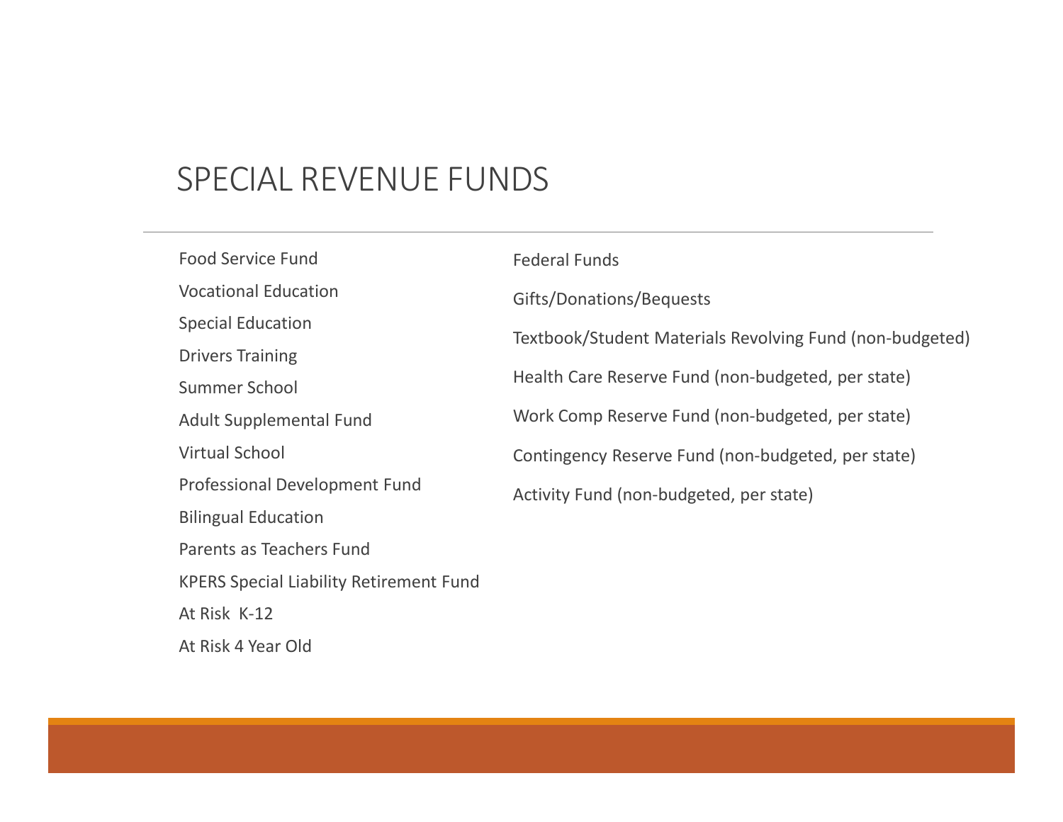# SPECIAL REVENUE FUNDS

- Food Service Fund
- Vocational Education
- Special Education
- Drivers Training
- Summer School
- Adult Supplemental Fund
- Virtual School
- Professional Development Fund
- Bilingual Education
- Parents as Teachers Fund
- KPERS Special Liability Retirement Fund
- At Risk K-12
- At Risk 4 Year Old
- Federal Funds
- Gifts/Donations/Bequests
- Textbook/Student Materials Revolving Fund (non-budgeted)
- Health Care Reserve Fund (non-budgeted, per state)
- Work Comp Reserve Fund (non-budgeted, per state)
- Contingency Reserve Fund (non-budgeted, per state)
- Activity Fund (non-budgeted, per state)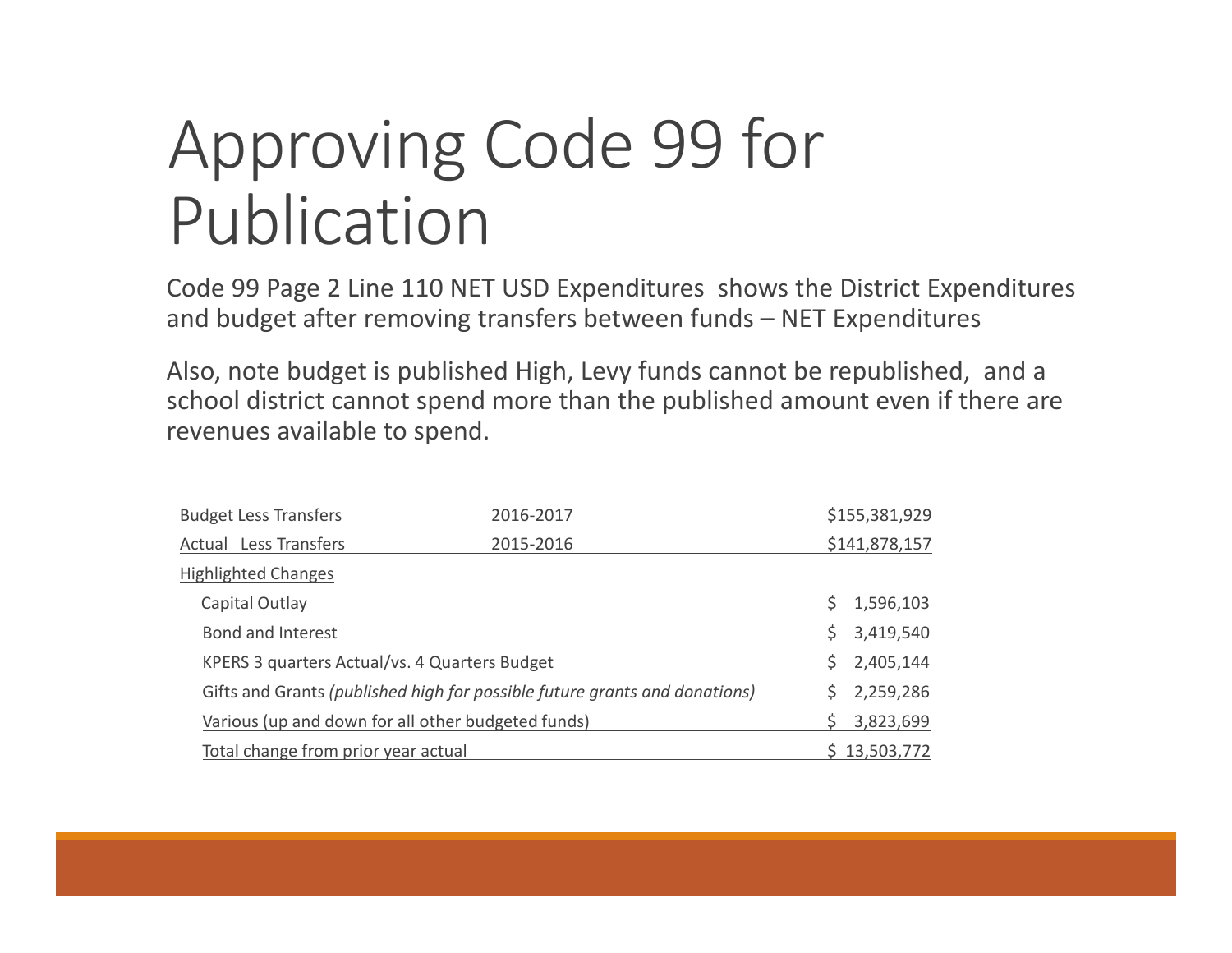# Approving Code 99 for Publication

Code 99 Page 2 Line 110 NET USD Expenditures shows the District Expenditures and budget after removing transfers between funds – NET Expenditures

Also, note budget is published High, Levy funds cannot be republished, and a school district cannot spend more than the published amount even if there are revenues available to spend.

| | | |
|---|---|---|
| Budget Less Transfers | 2016-2017 | $155,381,929 |
| Actual Less Transfers | 2015-2016 | $141,878,157 |
| Highlighted Changes | | |
| Capital Outlay | | $ 1,596,103 |
| Bond and Interest | | $ 3,419,540 |
| KPERS 3 quarters Actual/vs. 4 Quarters Budget | | $ 2,405,144 |
| Gifts and Grants *(published high for possible future grants and donations)* | | $ 2,259,286 |
| Various (up and down for all other budgeted funds) | | $ 3,823,699 |
| Total change from prior year actual | | $ 13,503,772 |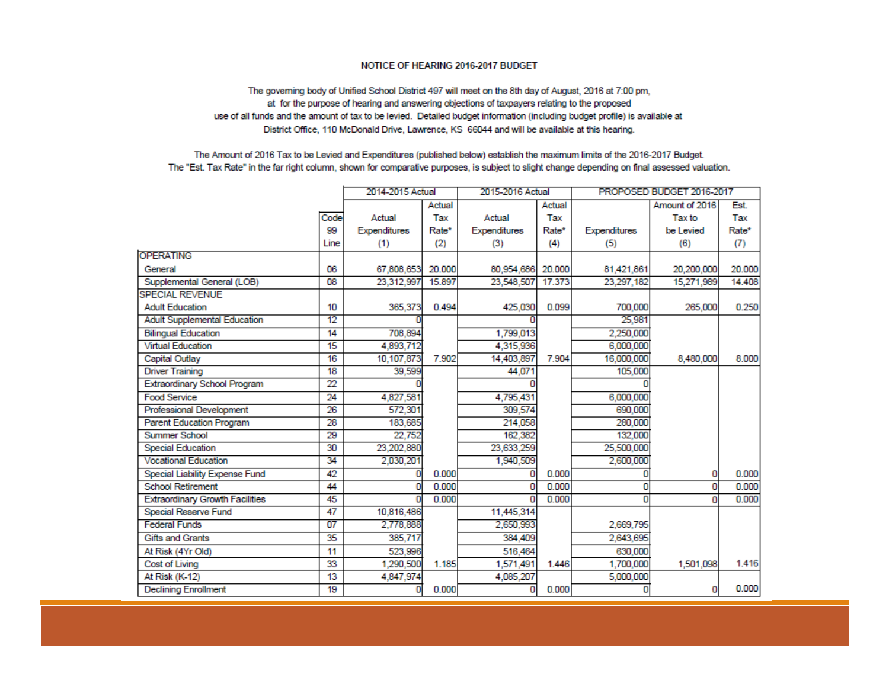## NOTICE OF HEARING 2016-2017 BUDGET

The governing body of Unified School District 497 will meet on the 8th day of August, 2016 at 7:00 pm, at for the purpose of hearing and answering objections of taxpayers relating to the proposed use of all funds and the amount of tax to be levied. Detailed budget information (including budget profile) is available at District Office, 110 McDonald Drive, Lawrence, KS 66044 and will be available at this hearing.

The Amount of 2016 Tax to be Levied and Expenditures (published below) establish the maximum limits of the 2016-2017 Budget. The "Est. Tax Rate" in the far right column, shown for comparative purposes, is subject to slight change depending on final assessed valuation.

| | | 2014-2015 Actual | | 2015-2016 Actual | | PROPOSED BUDGET 2016-2017 | | |
|---|---|---|---|---|---|---|---|---|
| | Code 99 Line | Actual Expenditures (1) | Actual Tax Rate* (2) | Actual Expenditures (3) | Actual Tax Rate* (4) | Expenditures (5) | Amount of 2016 Tax to be Levied (6) | Est. Tax Rate* (7) |
| OPERATING | | | | | | | | |
| General | 06 | 67,808,653 | 20.000 | 80,954,686 | 20.000 | 81,421,861 | 20,200,000 | 20.000 |
| Supplemental General (LOB) | 08 | 23,312,997 | 15.897 | 23,548,507 | 17.373 | 23,297,182 | 15,271,989 | 14.408 |
| SPECIAL REVENUE | | | | | | | | |
| Adult Education | 10 | 365,373 | 0.494 | 425,030 | 0.099 | 700,000 | 265,000 | 0.250 |
| Adult Supplemental Education | 12 | 0 | | 0 | | 25,981 | | |
| Bilingual Education | 14 | 708,894 | | 1,799,013 | | 2,250,000 | | |
| Virtual Education | 15 | 4,893,712 | | 4,315,936 | | 6,000,000 | | |
| Capital Outlay | 16 | 10,107,873 | 7.902 | 14,403,897 | 7.904 | 16,000,000 | 8,480,000 | 8.000 |
| Driver Training | 18 | 39,599 | | 44,071 | | 105,000 | | |
| Extraordinary School Program | 22 | 0 | | 0 | | 0 | | |
| Food Service | 24 | 4,827,581 | | 4,795,431 | | 6,000,000 | | |
| Professional Development | 26 | 572,301 | | 309,574 | | 690,000 | | |
| Parent Education Program | 28 | 183,685 | | 214,058 | | 280,000 | | |
| Summer School | 29 | 22,752 | | 162,382 | | 132,000 | | |
| Special Education | 30 | 23,202,880 | | 23,633,259 | | 25,500,000 | | |
| Vocational Education | 34 | 2,030,201 | | 1,940,509 | | 2,600,000 | | |
| Special Liability Expense Fund | 42 | 0 | 0.000 | 0 | 0.000 | 0 | 0 | 0.000 |
| School Retirement | 44 | 0 | 0.000 | 0 | 0.000 | 0 | 0 | 0.000 |
| Extraordinary Growth Facilities | 45 | 0 | 0.000 | 0 | 0.000 | 0 | 0 | 0.000 |
| Special Reserve Fund | 47 | 10,816,486 | | 11,445,314 | | | | |
| Federal Funds | 07 | 2,778,888 | | 2,650,993 | | 2,669,795 | | |
| Gifts and Grants | 35 | 385,717 | | 384,409 | | 2,643,695 | | |
| At Risk (4Yr Old) | 11 | 523,996 | | 516,464 | | 630,000 | | |
| Cost of Living | 33 | 1,290,500 | 1.185 | 1,571,491 | 1.446 | 1,700,000 | 1,501,098 | 1.416 |
| At Risk (K-12) | 13 | 4,847,974 | | 4,085,207 | | 5,000,000 | | |
| Declining Enrollment | 19 | 0 | 0.000 | 0 | 0.000 | 0 | 0 | 0.000 |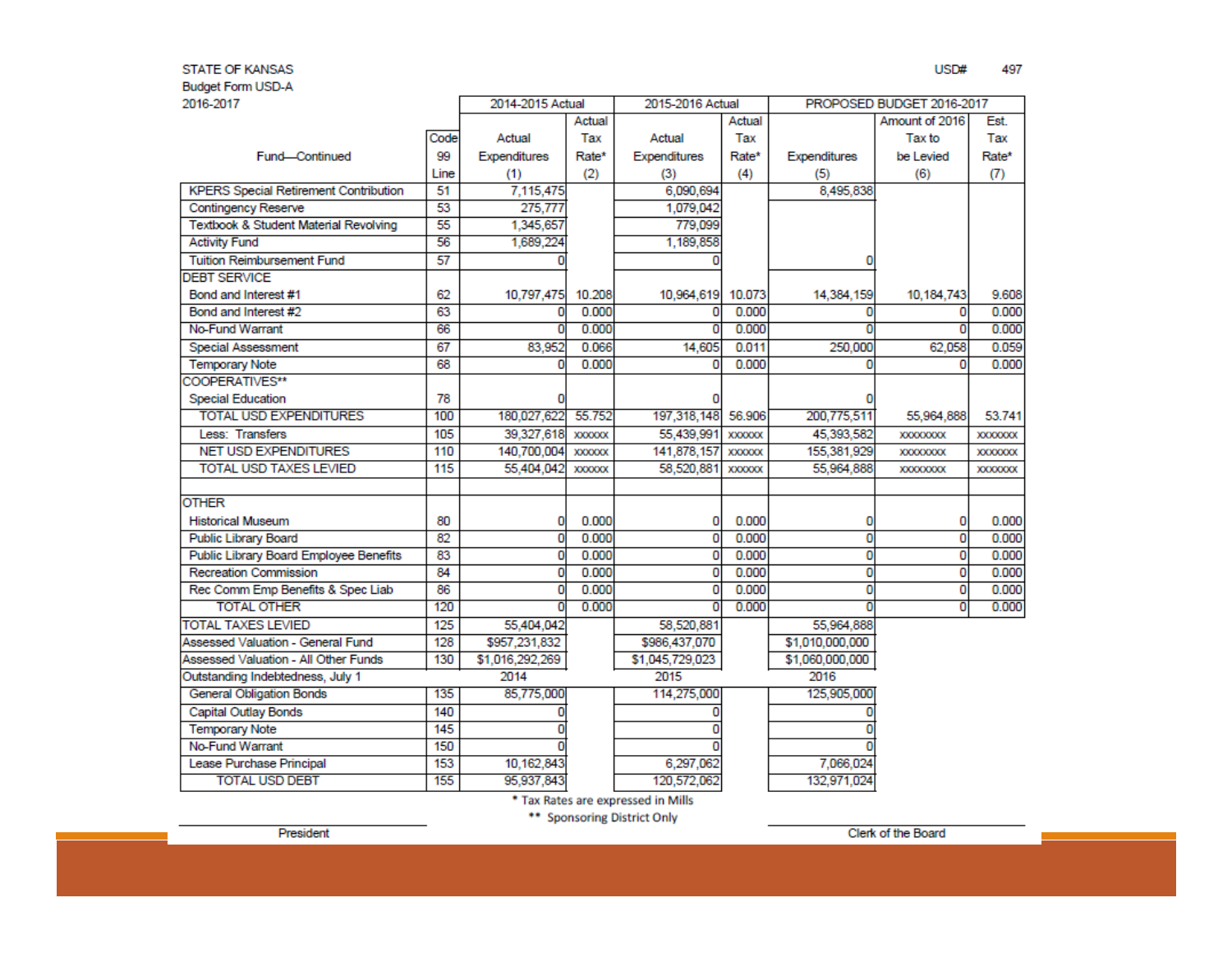STATE OF KANSAS
Budget Form USD-A
2016-2017

USD# 497

| Fund—Continued | Code 99 Line | 2014-2015 Actual Actual Expenditures (1) | Actual Tax Rate* (2) | 2015-2016 Actual Actual Expenditures (3) | Actual Tax Rate* (4) | PROPOSED BUDGET 2016-2017 Expenditures (5) | Amount of 2016 Tax to be Levied (6) | Est. Tax Rate* (7) |
|---|---|---|---|---|---|---|---|---|
| KPERS Special Retirement Contribution | 51 | 7,115,475 | | 6,090,694 | | 8,495,838 | | |
| Contingency Reserve | 53 | 275,777 | | 1,079,042 | | | | |
| Textbook & Student Material Revolving | 55 | 1,345,657 | | 779,099 | | | | |
| Activity Fund | 56 | 1,689,224 | | 1,189,858 | | | | |
| Tuition Reimbursement Fund | 57 | 0 | | 0 | | 0 | | |
| DEBT SERVICE | | | | | | | | |
| Bond and Interest #1 | 62 | 10,797,475 | 10.208 | 10,964,619 | 10.073 | 14,384,159 | 10,184,743 | 9.608 |
| Bond and Interest #2 | 63 | 0 | 0.000 | 0 | 0.000 | 0 | 0 | 0.000 |
| No-Fund Warrant | 66 | 0 | 0.000 | 0 | 0.000 | 0 | 0 | 0.000 |
| Special Assessment | 67 | 83,952 | 0.066 | 14,605 | 0.011 | 250,000 | 62,058 | 0.059 |
| Temporary Note | 68 | 0 | 0.000 | 0 | 0.000 | 0 | 0 | 0.000 |
| COOPERATIVES** | | | | | | | | |
| Special Education | 78 | 0 | | 0 | | 0 | | |
| TOTAL USD EXPENDITURES | 100 | 180,027,622 | 55.752 | 197,318,148 | 56.906 | 200,775,511 | 55,964,888 | 53.741 |
| Less: Transfers | 105 | 39,327,618 | xxxxxx | 55,439,991 | xxxxxx | 45,393,582 | xxxxxxxx | xxxxxxx |
| NET USD EXPENDITURES | 110 | 140,700,004 | xxxxxx | 141,878,157 | xxxxxx | 155,381,929 | xxxxxxxx | xxxxxxx |
| TOTAL USD TAXES LEVIED | 115 | 55,404,042 | xxxxxx | 58,520,881 | xxxxxx | 55,964,888 | xxxxxxxx | xxxxxxx |
| | | | | | | | | |
| OTHER | | | | | | | | |
| Historical Museum | 80 | 0 | 0.000 | 0 | 0.000 | 0 | 0 | 0.000 |
| Public Library Board | 82 | 0 | 0.000 | 0 | 0.000 | 0 | 0 | 0.000 |
| Public Library Board Employee Benefits | 83 | 0 | 0.000 | 0 | 0.000 | 0 | 0 | 0.000 |
| Recreation Commission | 84 | 0 | 0.000 | 0 | 0.000 | 0 | 0 | 0.000 |
| Rec Comm Emp Benefits & Spec Liab | 86 | 0 | 0.000 | 0 | 0.000 | 0 | 0 | 0.000 |
| TOTAL OTHER | 120 | 0 | 0.000 | 0 | 0.000 | 0 | 0 | 0.000 |
| TOTAL TAXES LEVIED | 125 | 55,404,042 | | 58,520,881 | | 55,964,888 | | |
| Assessed Valuation - General Fund | 128 | $957,231,832 | | $986,437,070 | | $1,010,000,000 | | |
| Assessed Valuation - All Other Funds | 130 | $1,016,292,269 | | $1,045,729,023 | | $1,060,000,000 | | |
| Outstanding Indebtedness, July 1 | | 2014 | | 2015 | | 2016 | | |
| General Obligation Bonds | 135 | 85,775,000 | | 114,275,000 | | 125,905,000 | | |
| Capital Outlay Bonds | 140 | 0 | | 0 | | 0 | | |
| Temporary Note | 145 | 0 | | 0 | | 0 | | |
| No-Fund Warrant | 150 | 0 | | 0 | | 0 | | |
| Lease Purchase Principal | 153 | 10,162,843 | | 6,297,062 | | 7,066,024 | | |
| TOTAL USD DEBT | 155 | 95,937,843 | | 120,572,062 | | 132,971,024 | | |

\* Tax Rates are expressed in Mills

\*\* Sponsoring District Only

President

Clerk of the Board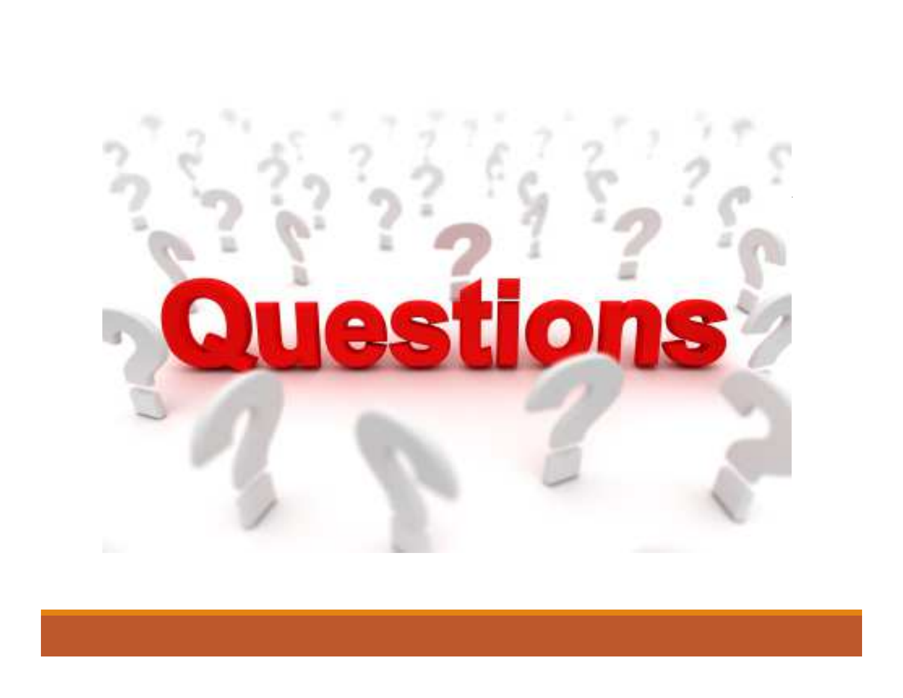Questions